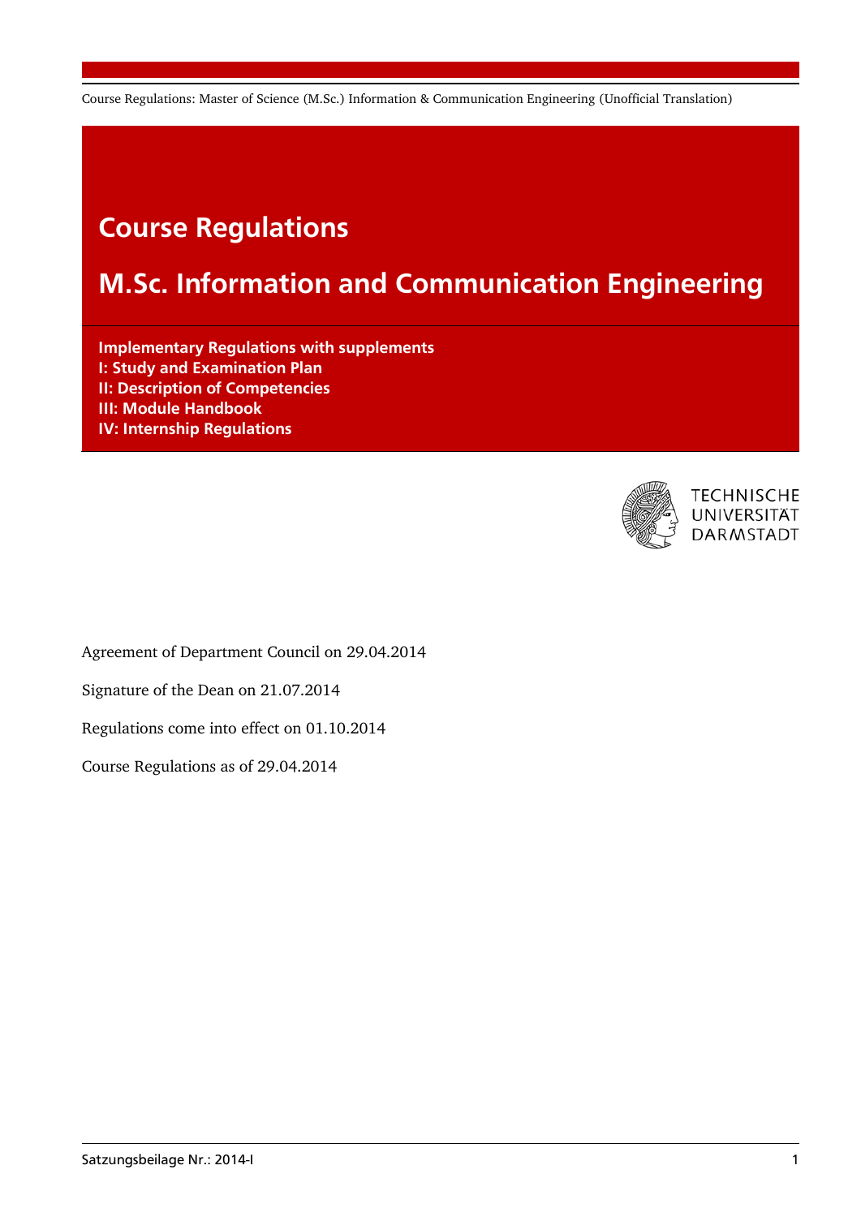# Course Regulations

# M.Sc. Information and Communication Engineering

**Implementary Regulations with supplements**
**I: Study and Examination Plan**
**II: Description of Competencies**
**III: Module Handbook**
**IV: Internship Regulations**

TECHNISCHE UNIVERSITÄT DARMSTADT

Agreement of Department Council on 29.04.2014

Signature of the Dean on 21.07.2014

Regulations come into effect on 01.10.2014

Course Regulations as of 29.04.2014

Satzungsbeilage Nr.: 2014-I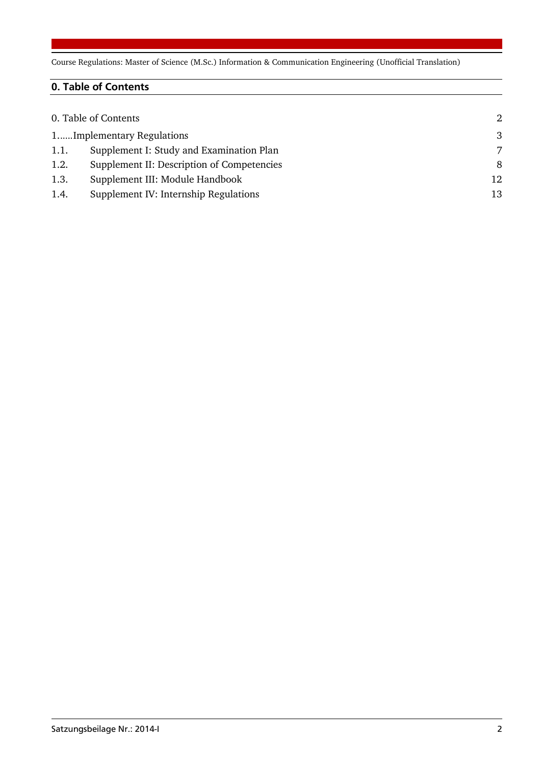## 0. Table of Contents

| | | |
|---|---|---|
| 0. Table of Contents | | 2 |
| 1......Implementary Regulations | | 3 |
| 1.1. | Supplement I: Study and Examination Plan | 7 |
| 1.2. | Supplement II: Description of Competencies | 8 |
| 1.3. | Supplement III: Module Handbook | 12 |
| 1.4. | Supplement IV: Internship Regulations | 13 |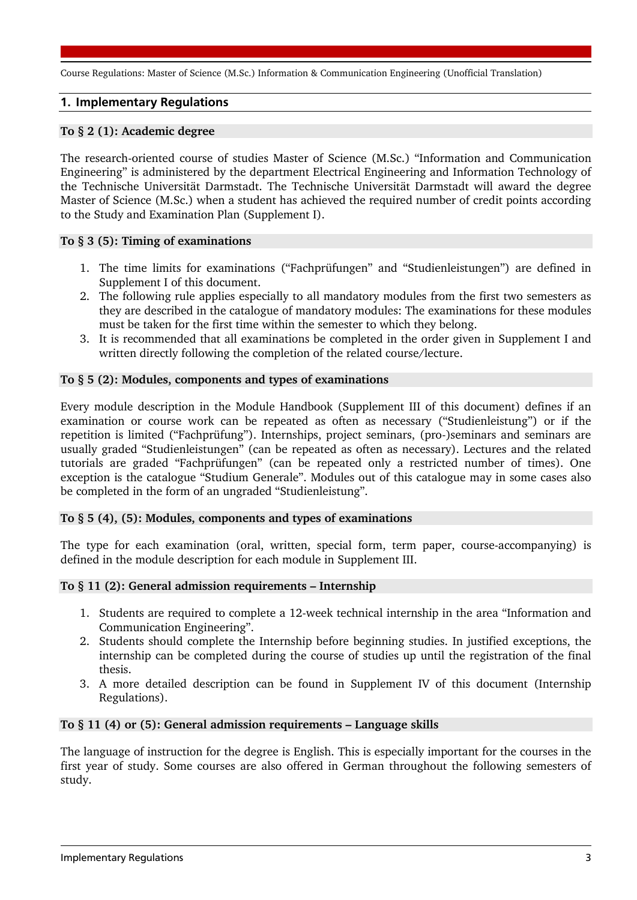## 1. Implementary Regulations

### To § 2 (1): Academic degree

The research-oriented course of studies Master of Science (M.Sc.) "Information and Communication Engineering" is administered by the department Electrical Engineering and Information Technology of the Technische Universität Darmstadt. The Technische Universität Darmstadt will award the degree Master of Science (M.Sc.) when a student has achieved the required number of credit points according to the Study and Examination Plan (Supplement I).

### To § 3 (5): Timing of examinations

1. The time limits for examinations ("Fachprüfungen" and "Studienleistungen") are defined in Supplement I of this document.
2. The following rule applies especially to all mandatory modules from the first two semesters as they are described in the catalogue of mandatory modules: The examinations for these modules must be taken for the first time within the semester to which they belong.
3. It is recommended that all examinations be completed in the order given in Supplement I and written directly following the completion of the related course/lecture.

### To § 5 (2): Modules, components and types of examinations

Every module description in the Module Handbook (Supplement III of this document) defines if an examination or course work can be repeated as often as necessary ("Studienleistung") or if the repetition is limited ("Fachprüfung"). Internships, project seminars, (pro-)seminars and seminars are usually graded "Studienleistungen" (can be repeated as often as necessary). Lectures and the related tutorials are graded "Fachprüfungen" (can be repeated only a restricted number of times). One exception is the catalogue "Studium Generale". Modules out of this catalogue may in some cases also be completed in the form of an ungraded "Studienleistung".

### To § 5 (4), (5): Modules, components and types of examinations

The type for each examination (oral, written, special form, term paper, course-accompanying) is defined in the module description for each module in Supplement III.

### To § 11 (2): General admission requirements – Internship

1. Students are required to complete a 12-week technical internship in the area "Information and Communication Engineering".
2. Students should complete the Internship before beginning studies. In justified exceptions, the internship can be completed during the course of studies up until the registration of the final thesis.
3. A more detailed description can be found in Supplement IV of this document (Internship Regulations).

### To § 11 (4) or (5): General admission requirements – Language skills

The language of instruction for the degree is English. This is especially important for the courses in the first year of study. Some courses are also offered in German throughout the following semesters of study.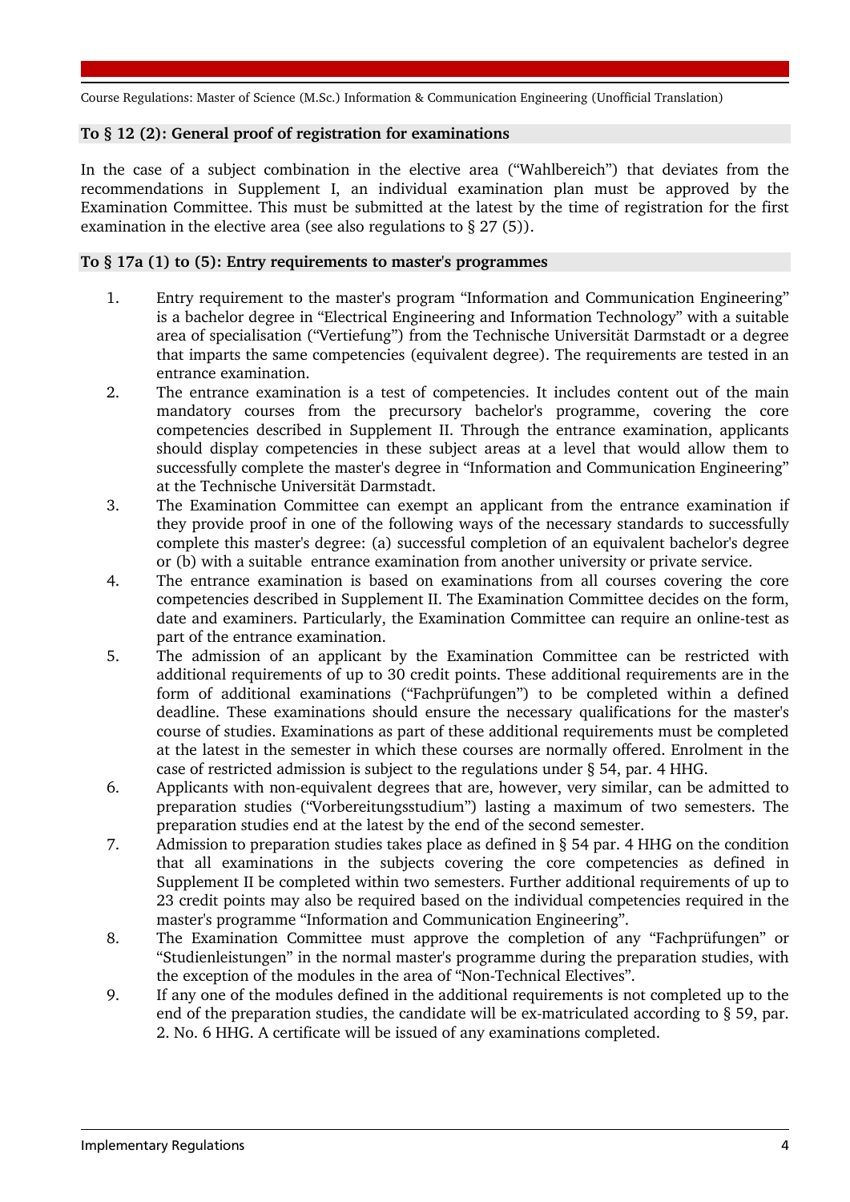### To § 12 (2): General proof of registration for examinations

In the case of a subject combination in the elective area ("Wahlbereich") that deviates from the recommendations in Supplement I, an individual examination plan must be approved by the Examination Committee. This must be submitted at the latest by the time of registration for the first examination in the elective area (see also regulations to § 27 (5)).

### To § 17a (1) to (5): Entry requirements to master's programmes

1. Entry requirement to the master's program "Information and Communication Engineering" is a bachelor degree in "Electrical Engineering and Information Technology" with a suitable area of specialisation ("Vertiefung") from the Technische Universität Darmstadt or a degree that imparts the same competencies (equivalent degree). The requirements are tested in an entrance examination.
2. The entrance examination is a test of competencies. It includes content out of the main mandatory courses from the precursory bachelor's programme, covering the core competencies described in Supplement II. Through the entrance examination, applicants should display competencies in these subject areas at a level that would allow them to successfully complete the master's degree in "Information and Communication Engineering" at the Technische Universität Darmstadt.
3. The Examination Committee can exempt an applicant from the entrance examination if they provide proof in one of the following ways of the necessary standards to successfully complete this master's degree: (a) successful completion of an equivalent bachelor's degree or (b) with a suitable entrance examination from another university or private service.
4. The entrance examination is based on examinations from all courses covering the core competencies described in Supplement II. The Examination Committee decides on the form, date and examiners. Particularly, the Examination Committee can require an online-test as part of the entrance examination.
5. The admission of an applicant by the Examination Committee can be restricted with additional requirements of up to 30 credit points. These additional requirements are in the form of additional examinations ("Fachprüfungen") to be completed within a defined deadline. These examinations should ensure the necessary qualifications for the master's course of studies. Examinations as part of these additional requirements must be completed at the latest in the semester in which these courses are normally offered. Enrolment in the case of restricted admission is subject to the regulations under § 54, par. 4 HHG.
6. Applicants with non-equivalent degrees that are, however, very similar, can be admitted to preparation studies ("Vorbereitungsstudium") lasting a maximum of two semesters. The preparation studies end at the latest by the end of the second semester.
7. Admission to preparation studies takes place as defined in § 54 par. 4 HHG on the condition that all examinations in the subjects covering the core competencies as defined in Supplement II be completed within two semesters. Further additional requirements of up to 23 credit points may also be required based on the individual competencies required in the master's programme "Information and Communication Engineering".
8. The Examination Committee must approve the completion of any "Fachprüfungen" or "Studienleistungen" in the normal master's programme during the preparation studies, with the exception of the modules in the area of "Non-Technical Electives".
9. If any one of the modules defined in the additional requirements is not completed up to the end of the preparation studies, the candidate will be ex-matriculated according to § 59, par. 2. No. 6 HHG. A certificate will be issued of any examinations completed.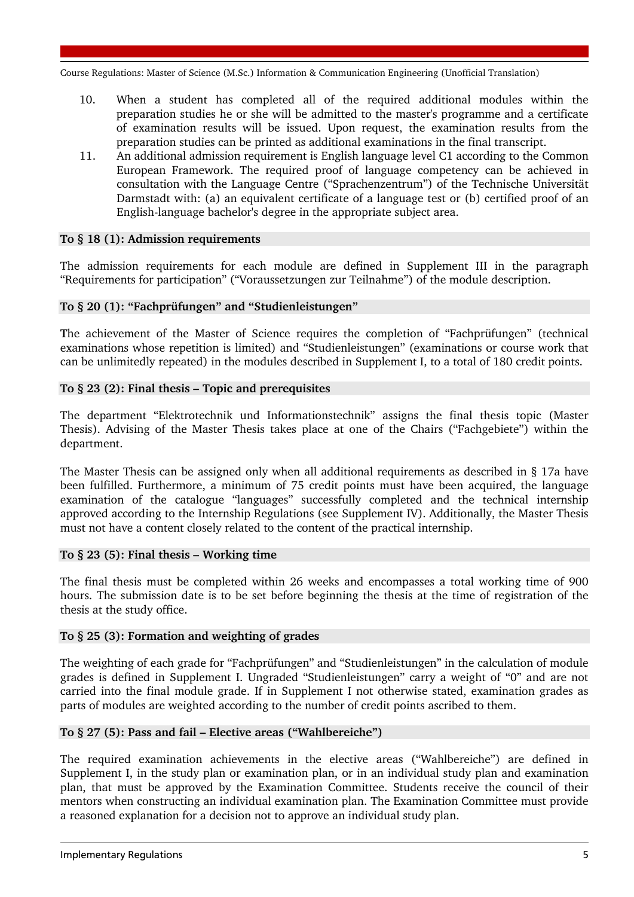10. When a student has completed all of the required additional modules within the preparation studies he or she will be admitted to the master's programme and a certificate of examination results will be issued. Upon request, the examination results from the preparation studies can be printed as additional examinations in the final transcript.
11. An additional admission requirement is English language level C1 according to the Common European Framework. The required proof of language competency can be achieved in consultation with the Language Centre (“Sprachenzentrum”) of the Technische Universität Darmstadt with: (a) an equivalent certificate of a language test or (b) certified proof of an English-language bachelor's degree in the appropriate subject area.

### To § 18 (1): Admission requirements

The admission requirements for each module are defined in Supplement III in the paragraph “Requirements for participation” (“Voraussetzungen zur Teilnahme”) of the module description.

### To § 20 (1): “Fachprüfungen” and “Studienleistungen”

The achievement of the Master of Science requires the completion of “Fachprüfungen” (technical examinations whose repetition is limited) and “Studienleistungen” (examinations or course work that can be unlimitedly repeated) in the modules described in Supplement I, to a total of 180 credit points.

### To § 23 (2): Final thesis – Topic and prerequisites

The department “Elektrotechnik und Informationstechnik” assigns the final thesis topic (Master Thesis). Advising of the Master Thesis takes place at one of the Chairs (“Fachgebiete”) within the department.

The Master Thesis can be assigned only when all additional requirements as described in § 17a have been fulfilled. Furthermore, a minimum of 75 credit points must have been acquired, the language examination of the catalogue “languages” successfully completed and the technical internship approved according to the Internship Regulations (see Supplement IV). Additionally, the Master Thesis must not have a content closely related to the content of the practical internship.

### To § 23 (5): Final thesis – Working time

The final thesis must be completed within 26 weeks and encompasses a total working time of 900 hours. The submission date is to be set before beginning the thesis at the time of registration of the thesis at the study office.

### To § 25 (3): Formation and weighting of grades

The weighting of each grade for “Fachprüfungen” and “Studienleistungen” in the calculation of module grades is defined in Supplement I. Ungraded “Studienleistungen” carry a weight of “0” and are not carried into the final module grade. If in Supplement I not otherwise stated, examination grades as parts of modules are weighted according to the number of credit points ascribed to them.

### To § 27 (5): Pass and fail – Elective areas (“Wahlbereiche”)

The required examination achievements in the elective areas (“Wahlbereiche”) are defined in Supplement I, in the study plan or examination plan, or in an individual study plan and examination plan, that must be approved by the Examination Committee. Students receive the council of their mentors when constructing an individual examination plan. The Examination Committee must provide a reasoned explanation for a decision not to approve an individual study plan.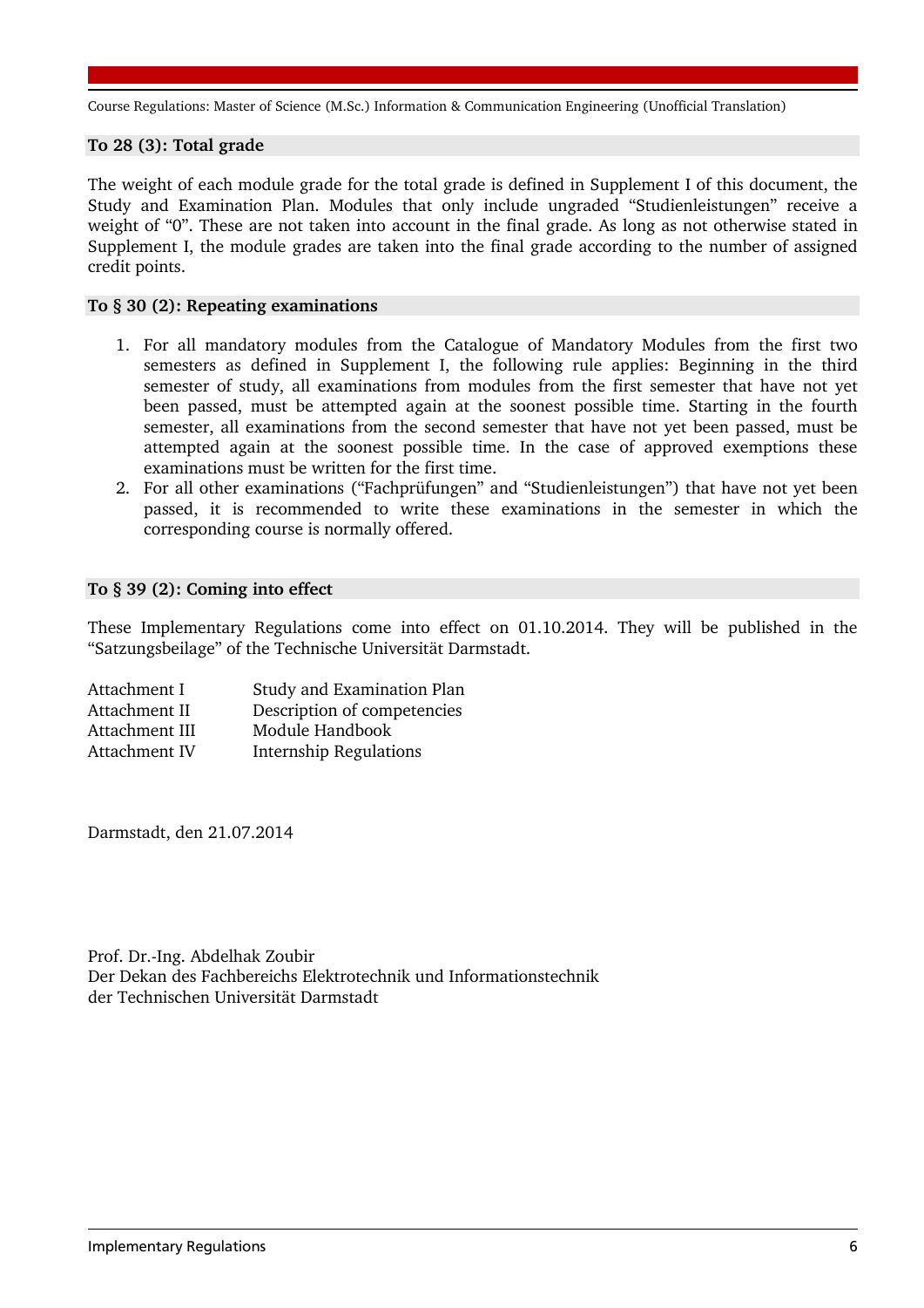### To 28 (3): Total grade

The weight of each module grade for the total grade is defined in Supplement I of this document, the Study and Examination Plan. Modules that only include ungraded "Studienleistungen" receive a weight of "0". These are not taken into account in the final grade. As long as not otherwise stated in Supplement I, the module grades are taken into the final grade according to the number of assigned credit points.

### To § 30 (2): Repeating examinations

1. For all mandatory modules from the Catalogue of Mandatory Modules from the first two semesters as defined in Supplement I, the following rule applies: Beginning in the third semester of study, all examinations from modules from the first semester that have not yet been passed, must be attempted again at the soonest possible time. Starting in the fourth semester, all examinations from the second semester that have not yet been passed, must be attempted again at the soonest possible time. In the case of approved exemptions these examinations must be written for the first time.
2. For all other examinations ("Fachprüfungen" and "Studienleistungen") that have not yet been passed, it is recommended to write these examinations in the semester in which the corresponding course is normally offered.

### To § 39 (2): Coming into effect

These Implementary Regulations come into effect on 01.10.2014. They will be published in the "Satzungsbeilage" of the Technische Universität Darmstadt.

| | |
|---|---|
| Attachment I | Study and Examination Plan |
| Attachment II | Description of competencies |
| Attachment III | Module Handbook |
| Attachment IV | Internship Regulations |

Darmstadt, den 21.07.2014

Prof. Dr.-Ing. Abdelhak Zoubir
Der Dekan des Fachbereichs Elektrotechnik und Informationstechnik
der Technischen Universität Darmstadt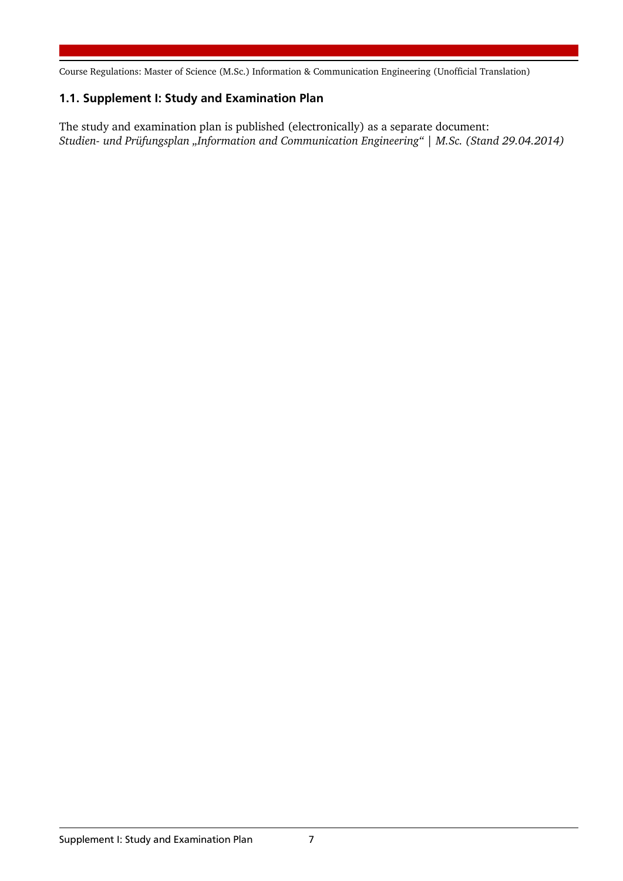## 1.1. Supplement I: Study and Examination Plan

The study and examination plan is published (electronically) as a separate document:
*Studien- und Prüfungsplan „Information and Communication Engineering“ | M.Sc. (Stand 29.04.2014)*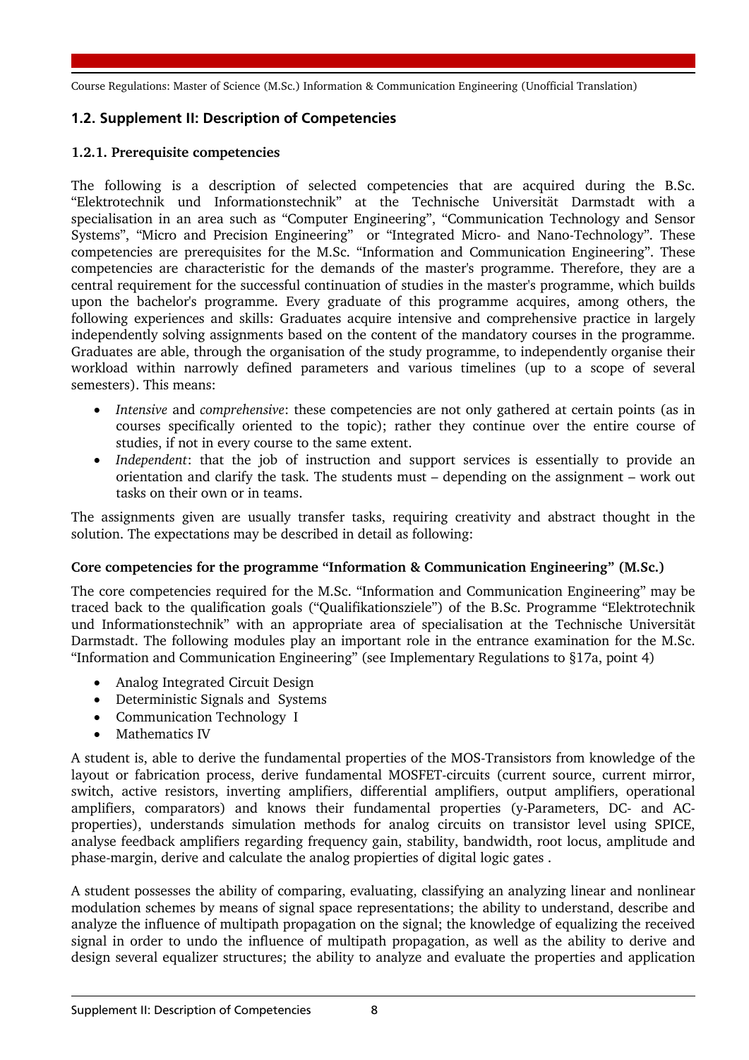## 1.2. Supplement II: Description of Competencies

### 1.2.1. Prerequisite competencies

The following is a description of selected competencies that are acquired during the B.Sc. "Elektrotechnik und Informationstechnik" at the Technische Universität Darmstadt with a specialisation in an area such as "Computer Engineering", "Communication Technology and Sensor Systems", "Micro and Precision Engineering" or "Integrated Micro- and Nano-Technology". These competencies are prerequisites for the M.Sc. "Information and Communication Engineering". These competencies are characteristic for the demands of the master's programme. Therefore, they are a central requirement for the successful continuation of studies in the master's programme, which builds upon the bachelor's programme. Every graduate of this programme acquires, among others, the following experiences and skills: Graduates acquire intensive and comprehensive practice in largely independently solving assignments based on the content of the mandatory courses in the programme. Graduates are able, through the organisation of the study programme, to independently organise their workload within narrowly defined parameters and various timelines (up to a scope of several semesters). This means:

- *Intensive* and *comprehensive*: these competencies are not only gathered at certain points (as in courses specifically oriented to the topic); rather they continue over the entire course of studies, if not in every course to the same extent.
- *Independent*: that the job of instruction and support services is essentially to provide an orientation and clarify the task. The students must – depending on the assignment – work out tasks on their own or in teams.

The assignments given are usually transfer tasks, requiring creativity and abstract thought in the solution. The expectations may be described in detail as following:

**Core competencies for the programme "Information & Communication Engineering" (M.Sc.)**

The core competencies required for the M.Sc. "Information and Communication Engineering" may be traced back to the qualification goals ("Qualifikationsziele") of the B.Sc. Programme "Elektrotechnik und Informationstechnik" with an appropriate area of specialisation at the Technische Universität Darmstadt. The following modules play an important role in the entrance examination for the M.Sc. "Information and Communication Engineering" (see Implementary Regulations to §17a, point 4)

- Analog Integrated Circuit Design
- Deterministic Signals and Systems
- Communication Technology I
- Mathematics IV

A student is, able to derive the fundamental properties of the MOS-Transistors from knowledge of the layout or fabrication process, derive fundamental MOSFET-circuits (current source, current mirror, switch, active resistors, inverting amplifiers, differential amplifiers, output amplifiers, operational amplifiers, comparators) and knows their fundamental properties (y-Parameters, DC- and AC-properties), understands simulation methods for analog circuits on transistor level using SPICE, analyse feedback amplifiers regarding frequency gain, stability, bandwidth, root locus, amplitude and phase-margin, derive and calculate the analog propierties of digital logic gates .

A student possesses the ability of comparing, evaluating, classifying an analyzing linear and nonlinear modulation schemes by means of signal space representations; the ability to understand, describe and analyze the influence of multipath propagation on the signal; the knowledge of equalizing the received signal in order to undo the influence of multipath propagation, as well as the ability to derive and design several equalizer structures; the ability to analyze and evaluate the properties and application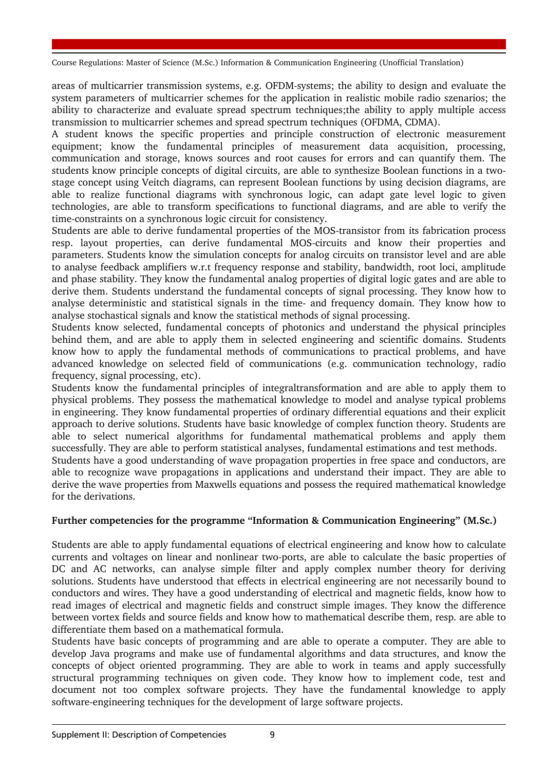areas of multicarrier transmission systems, e.g. OFDM-systems; the ability to design and evaluate the system parameters of multicarrier schemes for the application in realistic mobile radio szenarios; the ability to characterize and evaluate spread spectrum techniques;the ability to apply multiple access transmission to multicarrier schemes and spread spectrum techniques (OFDMA, CDMA).

A student knows the specific properties and principle construction of electronic measurement equipment; know the fundamental principles of measurement data acquisition, processing, communication and storage, knows sources and root causes for errors and can quantify them. The students know principle concepts of digital circuits, are able to synthesize Boolean functions in a two-stage concept using Veitch diagrams, can represent Boolean functions by using decision diagrams, are able to realize functional diagrams with synchronous logic, can adapt gate level logic to given technologies, are able to transform specifications to functional diagrams, and are able to verify the time-constraints on a synchronous logic circuit for consistency.

Students are able to derive fundamental properties of the MOS-transistor from its fabrication process resp. layout properties, can derive fundamental MOS-circuits and know their properties and parameters. Students know the simulation concepts for analog circuits on transistor level and are able to analyse feedback amplifiers w.r.t frequency response and stability, bandwidth, root loci, amplitude and phase stability. They know the fundamental analog properties of digital logic gates and are able to derive them. Students understand the fundamental concepts of signal processing. They know how to analyse deterministic and statistical signals in the time- and frequency domain. They know how to analyse stochastical signals and know the statistical methods of signal processing.

Students know selected, fundamental concepts of photonics and understand the physical principles behind them, and are able to apply them in selected engineering and scientific domains. Students know how to apply the fundamental methods of communications to practical problems, and have advanced knowledge on selected field of communications (e.g. communication technology, radio frequency, signal processing, etc).

Students know the fundamental principles of integraltransformation and are able to apply them to physical problems. They possess the mathematical knowledge to model and analyse typical problems in engineering. They know fundamental properties of ordinary differential equations and their explicit approach to derive solutions. Students have basic knowledge of complex function theory. Students are able to select numerical algorithms for fundamental mathematical problems and apply them successfully. They are able to perform statistical analyses, fundamental estimations and test methods.

Students have a good understanding of wave propagation properties in free space and conductors, are able to recognize wave propagations in applications and understand their impact. They are able to derive the wave properties from Maxwells equations and possess the required mathematical knowledge for the derivations.

**Further competencies for the programme "Information & Communication Engineering" (M.Sc.)**

Students are able to apply fundamental equations of electrical engineering and know how to calculate currents and voltages on linear and nonlinear two-ports, are able to calculate the basic properties of DC and AC networks, can analyse simple filter and apply complex number theory for deriving solutions. Students have understood that effects in electrical engineering are not necessarily bound to conductors and wires. They have a good understanding of electrical and magnetic fields, know how to read images of electrical and magnetic fields and construct simple images. They know the difference between vortex fields and source fields and know how to mathematical describe them, resp. are able to differentiate them based on a mathematical formula.

Students have basic concepts of programming and are able to operate a computer. They are able to develop Java programs and make use of fundamental algorithms and data structures, and know the concepts of object oriented programming. They are able to work in teams and apply successfully structural programming techniques on given code. They know how to implement code, test and document not too complex software projects. They have the fundamental knowledge to apply software-engineering techniques for the development of large software projects.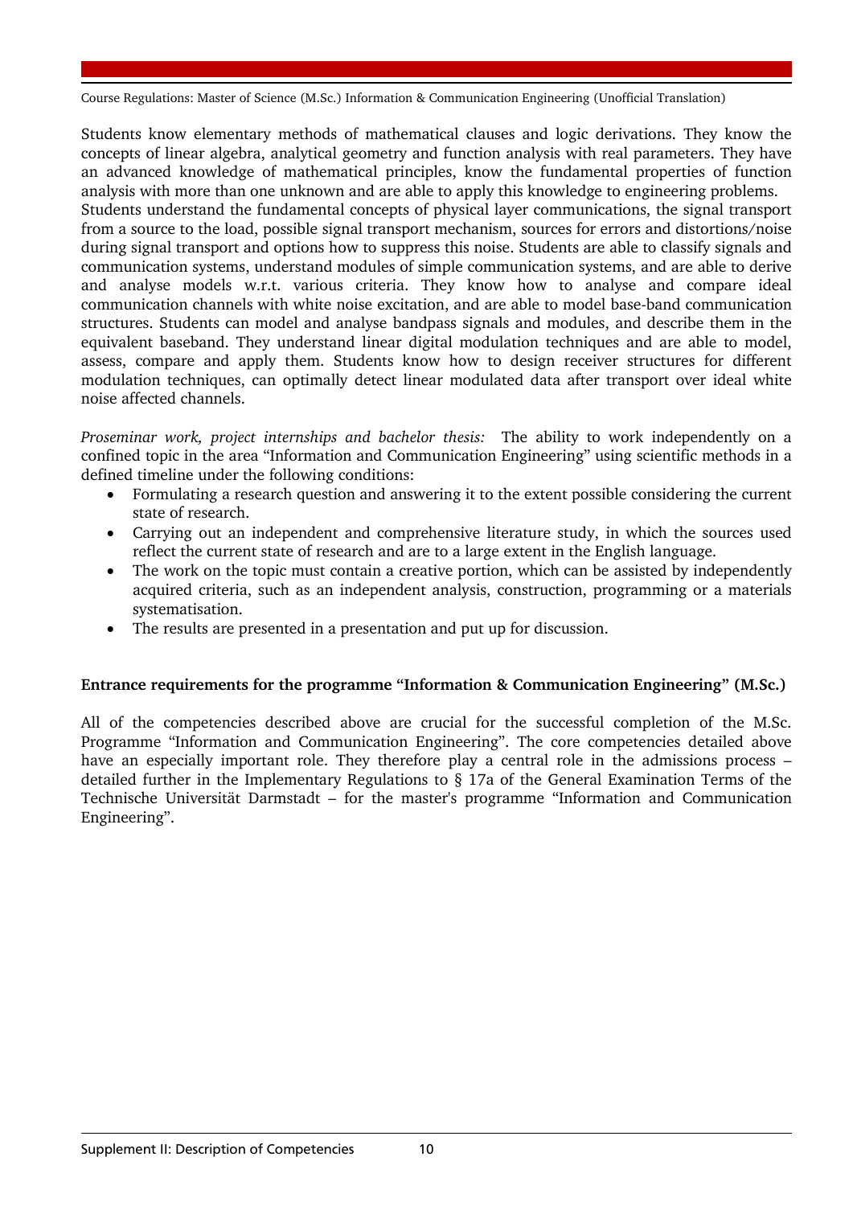Students know elementary methods of mathematical clauses and logic derivations. They know the concepts of linear algebra, analytical geometry and function analysis with real parameters. They have an advanced knowledge of mathematical principles, know the fundamental properties of function analysis with more than one unknown and are able to apply this knowledge to engineering problems.
Students understand the fundamental concepts of physical layer communications, the signal transport from a source to the load, possible signal transport mechanism, sources for errors and distortions/noise during signal transport and options how to suppress this noise. Students are able to classify signals and communication systems, understand modules of simple communication systems, and are able to derive and analyse models w.r.t. various criteria. They know how to analyse and compare ideal communication channels with white noise excitation, and are able to model base-band communication structures. Students can model and analyse bandpass signals and modules, and describe them in the equivalent baseband. They understand linear digital modulation techniques and are able to model, assess, compare and apply them. Students know how to design receiver structures for different modulation techniques, can optimally detect linear modulated data after transport over ideal white noise affected channels.

*Proseminar work, project internships and bachelor thesis:* The ability to work independently on a confined topic in the area "Information and Communication Engineering" using scientific methods in a defined timeline under the following conditions:

- Formulating a research question and answering it to the extent possible considering the current state of research.
- Carrying out an independent and comprehensive literature study, in which the sources used reflect the current state of research and are to a large extent in the English language.
- The work on the topic must contain a creative portion, which can be assisted by independently acquired criteria, such as an independent analysis, construction, programming or a materials systematisation.
- The results are presented in a presentation and put up for discussion.

**Entrance requirements for the programme "Information & Communication Engineering" (M.Sc.)**

All of the competencies described above are crucial for the successful completion of the M.Sc. Programme "Information and Communication Engineering". The core competencies detailed above have an especially important role. They therefore play a central role in the admissions process – detailed further in the Implementary Regulations to § 17a of the General Examination Terms of the Technische Universität Darmstadt – for the master's programme "Information and Communication Engineering".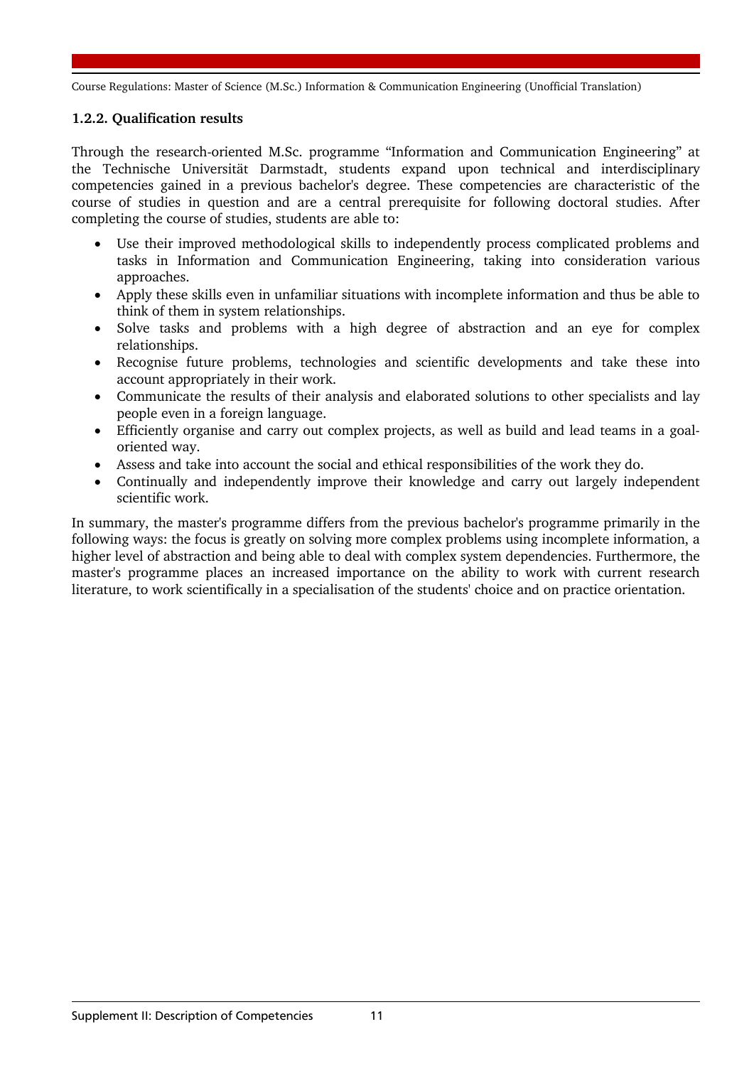### 1.2.2. Qualification results

Through the research-oriented M.Sc. programme "Information and Communication Engineering" at the Technische Universität Darmstadt, students expand upon technical and interdisciplinary competencies gained in a previous bachelor's degree. These competencies are characteristic of the course of studies in question and are a central prerequisite for following doctoral studies. After completing the course of studies, students are able to:

- Use their improved methodological skills to independently process complicated problems and tasks in Information and Communication Engineering, taking into consideration various approaches.
- Apply these skills even in unfamiliar situations with incomplete information and thus be able to think of them in system relationships.
- Solve tasks and problems with a high degree of abstraction and an eye for complex relationships.
- Recognise future problems, technologies and scientific developments and take these into account appropriately in their work.
- Communicate the results of their analysis and elaborated solutions to other specialists and lay people even in a foreign language.
- Efficiently organise and carry out complex projects, as well as build and lead teams in a goal-oriented way.
- Assess and take into account the social and ethical responsibilities of the work they do.
- Continually and independently improve their knowledge and carry out largely independent scientific work.

In summary, the master's programme differs from the previous bachelor's programme primarily in the following ways: the focus is greatly on solving more complex problems using incomplete information, a higher level of abstraction and being able to deal with complex system dependencies. Furthermore, the master's programme places an increased importance on the ability to work with current research literature, to work scientifically in a specialisation of the students' choice and on practice orientation.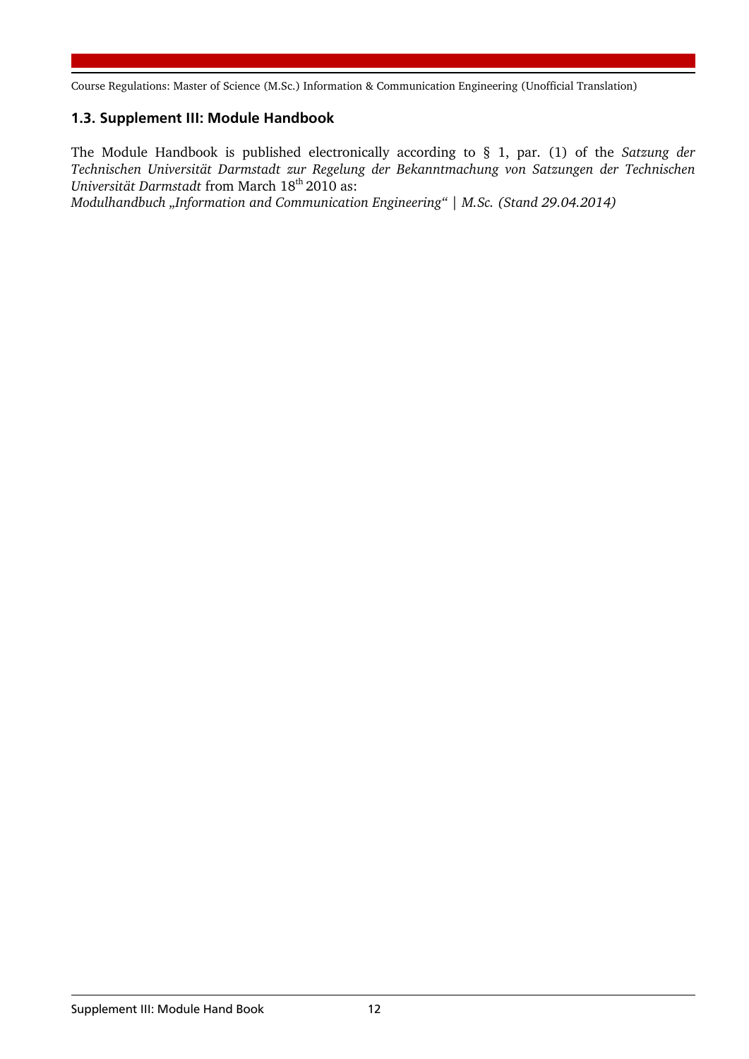## 1.3. Supplement III: Module Handbook

The Module Handbook is published electronically according to § 1, par. (1) of the *Satzung der Technischen Universität Darmstadt zur Regelung der Bekanntmachung von Satzungen der Technischen Universität Darmstadt* from March 18th 2010 as:

*Modulhandbuch „Information and Communication Engineering“ | M.Sc. (Stand 29.04.2014)*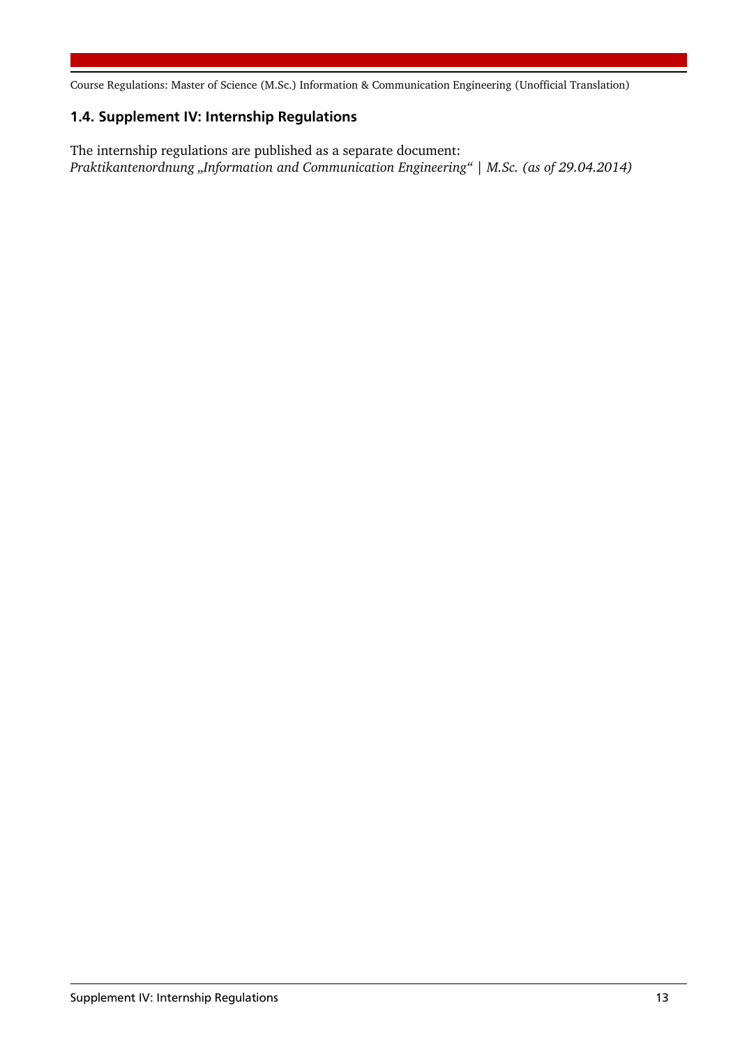## 1.4. Supplement IV: Internship Regulations

The internship regulations are published as a separate document:
*Praktikantenordnung „Information and Communication Engineering" | M.Sc. (as of 29.04.2014)*